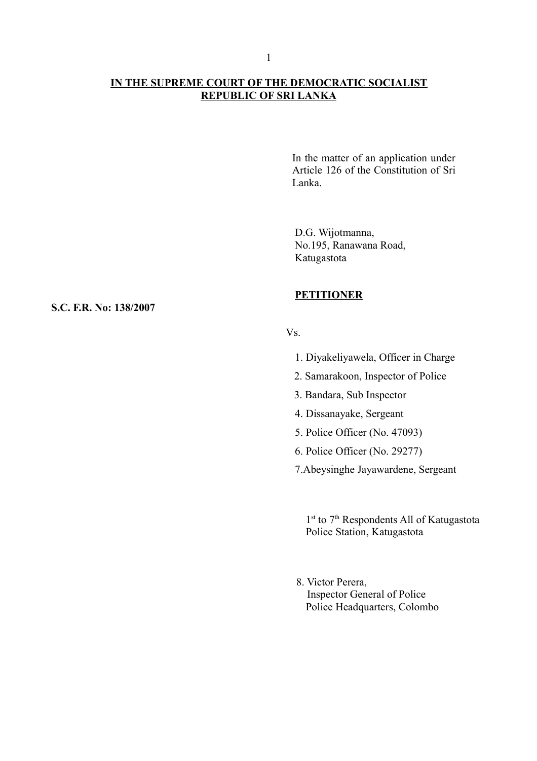**IN THE SUPREME COURT OF THE DEMOCRATIC SOCIALIST REPUBLIC OF SRI LANKA**

In the matter of an application under Article 126 of the Constitution of Sri Lanka.

D.G. Wijotmanna,
No.195, Ranawana Road,
Katugastota

**PETITIONER**

**S.C. F.R. No: 138/2007**

Vs.

1. Diyakeliyawela, Officer in Charge
2. Samarakoon, Inspector of Police
3. Bandara, Sub Inspector
4. Dissanayake, Sergeant
5. Police Officer (No. 47093)
6. Police Officer (No. 29277)
7. Abeysinghe Jayawardene, Sergeant

1st to 7th Respondents All of Katugastota Police Station, Katugastota

8. Victor Perera,
Inspector General of Police
Police Headquarters, Colombo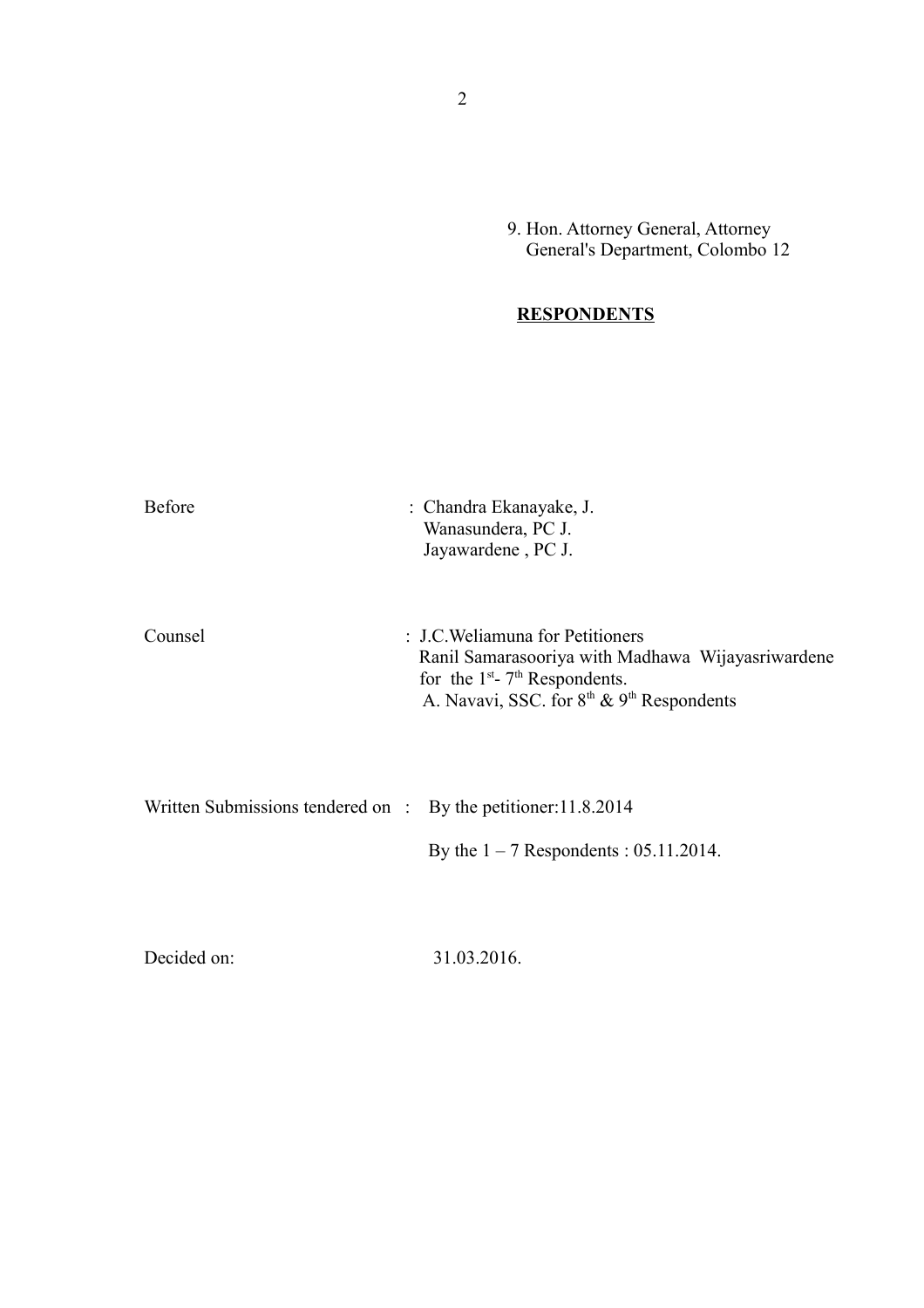9. Hon. Attorney General, Attorney General's Department, Colombo 12

**<u>RESPONDENTS</u>**

Before : Chandra Ekanayake, J.
Wanasundera, PC J.
Jayawardene , PC J.

Counsel : J.C.Weliamuna for Petitioners
Ranil Samarasooriya with Madhawa Wijayasriwardene for the 1st- 7th Respondents.
A. Navavi, SSC. for 8th & 9th Respondents

Written Submissions tendered on : By the petitioner:11.8.2014

By the 1 – 7 Respondents : 05.11.2014.

Decided on: 31.03.2016.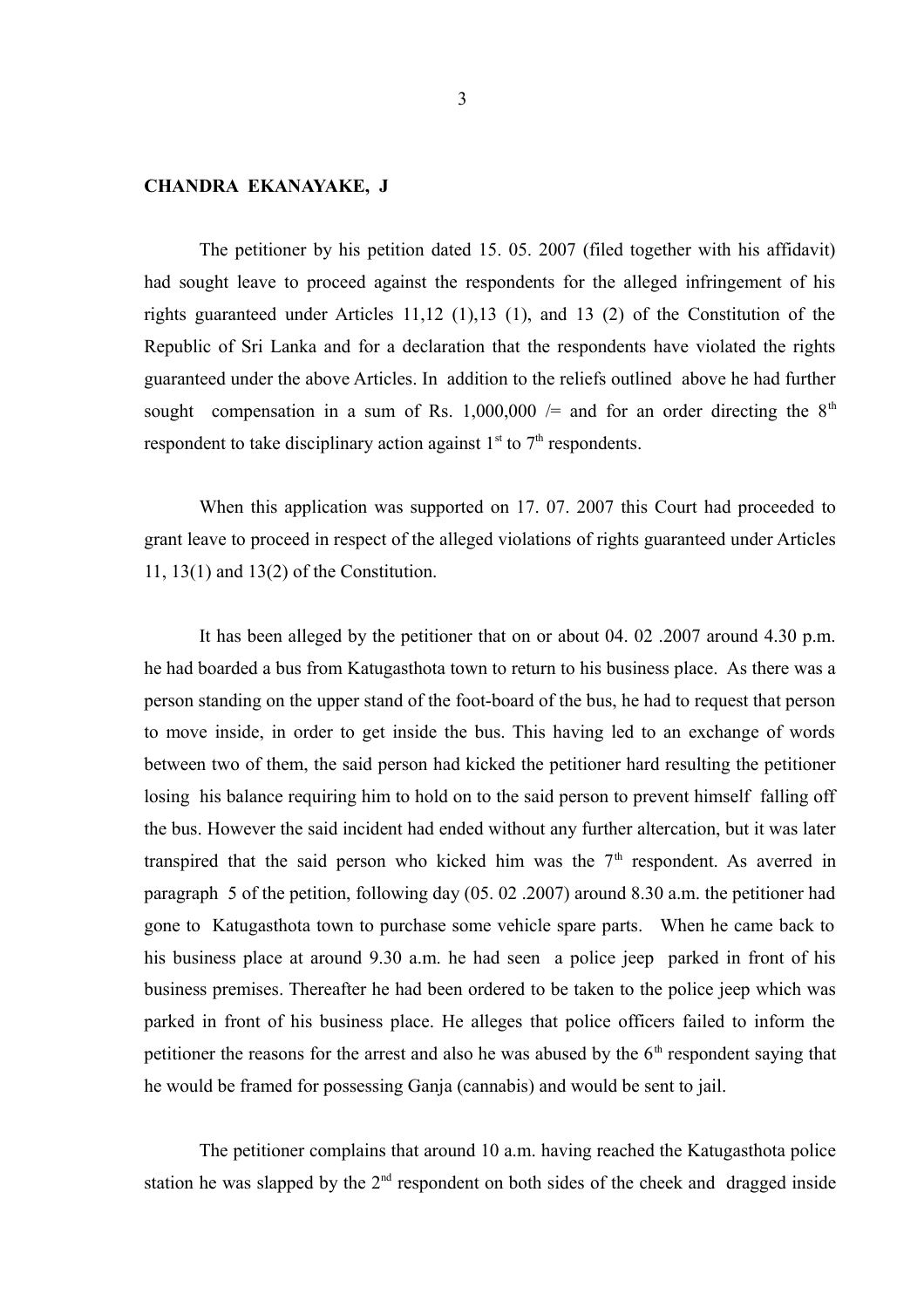**CHANDRA EKANAYAKE, J**

The petitioner by his petition dated 15. 05. 2007 (filed together with his affidavit) had sought leave to proceed against the respondents for the alleged infringement of his rights guaranteed under Articles 11,12 (1),13 (1), and 13 (2) of the Constitution of the Republic of Sri Lanka and for a declaration that the respondents have violated the rights guaranteed under the above Articles. In addition to the reliefs outlined above he had further sought compensation in a sum of Rs. 1,000,000 /= and for an order directing the 8th respondent to take disciplinary action against 1st to 7th respondents.

When this application was supported on 17. 07. 2007 this Court had proceeded to grant leave to proceed in respect of the alleged violations of rights guaranteed under Articles 11, 13(1) and 13(2) of the Constitution.

It has been alleged by the petitioner that on or about 04. 02 .2007 around 4.30 p.m. he had boarded a bus from Katugasthota town to return to his business place. As there was a person standing on the upper stand of the foot-board of the bus, he had to request that person to move inside, in order to get inside the bus. This having led to an exchange of words between two of them, the said person had kicked the petitioner hard resulting the petitioner losing his balance requiring him to hold on to the said person to prevent himself falling off the bus. However the said incident had ended without any further altercation, but it was later transpired that the said person who kicked him was the 7th respondent. As averred in paragraph 5 of the petition, following day (05. 02 .2007) around 8.30 a.m. the petitioner had gone to Katugasthota town to purchase some vehicle spare parts. When he came back to his business place at around 9.30 a.m. he had seen a police jeep parked in front of his business premises. Thereafter he had been ordered to be taken to the police jeep which was parked in front of his business place. He alleges that police officers failed to inform the petitioner the reasons for the arrest and also he was abused by the 6th respondent saying that he would be framed for possessing Ganja (cannabis) and would be sent to jail.

The petitioner complains that around 10 a.m. having reached the Katugasthota police station he was slapped by the 2nd respondent on both sides of the cheek and dragged inside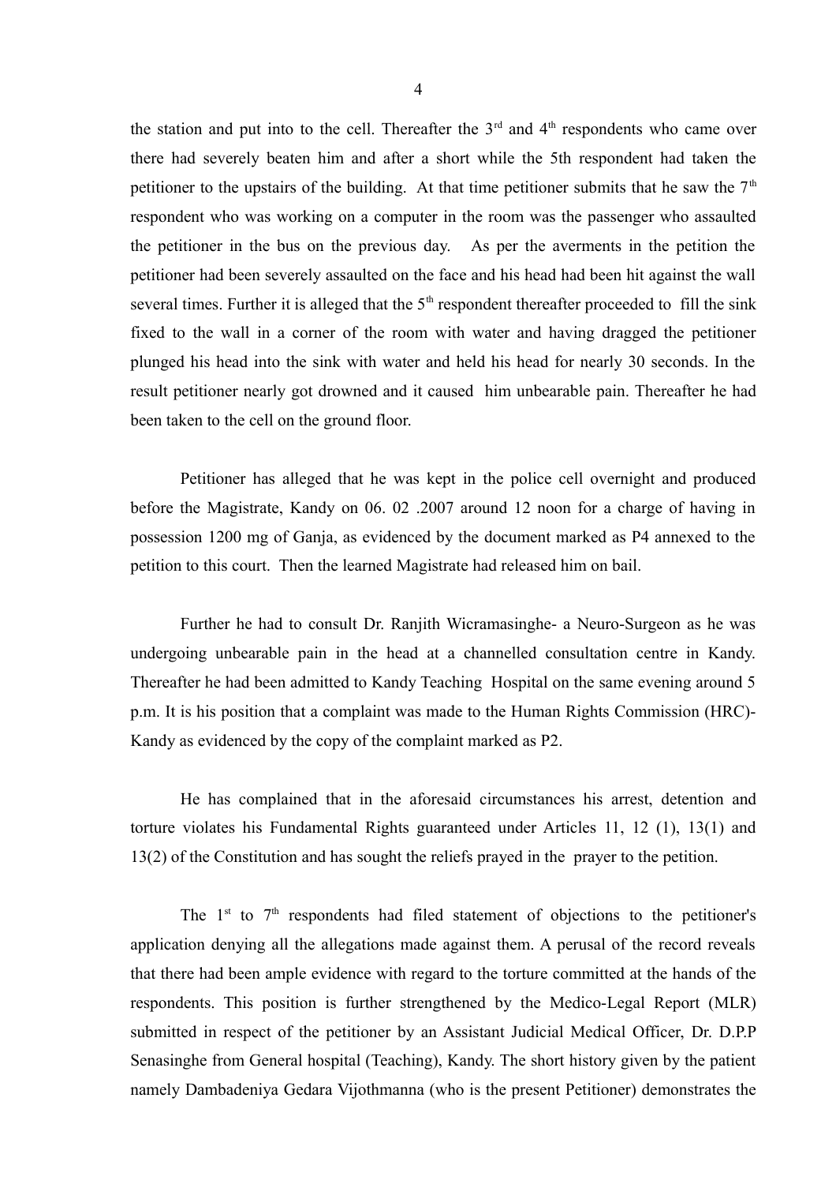the station and put into to the cell. Thereafter the 3rd and 4th respondents who came over there had severely beaten him and after a short while the 5th respondent had taken the petitioner to the upstairs of the building. At that time petitioner submits that he saw the 7th respondent who was working on a computer in the room was the passenger who assaulted the petitioner in the bus on the previous day. As per the averments in the petition the petitioner had been severely assaulted on the face and his head had been hit against the wall several times. Further it is alleged that the 5th respondent thereafter proceeded to fill the sink fixed to the wall in a corner of the room with water and having dragged the petitioner plunged his head into the sink with water and held his head for nearly 30 seconds. In the result petitioner nearly got drowned and it caused him unbearable pain. Thereafter he had been taken to the cell on the ground floor.

Petitioner has alleged that he was kept in the police cell overnight and produced before the Magistrate, Kandy on 06. 02 .2007 around 12 noon for a charge of having in possession 1200 mg of Ganja, as evidenced by the document marked as P4 annexed to the petition to this court. Then the learned Magistrate had released him on bail.

Further he had to consult Dr. Ranjith Wicramasinghe- a Neuro-Surgeon as he was undergoing unbearable pain in the head at a channelled consultation centre in Kandy. Thereafter he had been admitted to Kandy Teaching Hospital on the same evening around 5 p.m. It is his position that a complaint was made to the Human Rights Commission (HRC)- Kandy as evidenced by the copy of the complaint marked as P2.

He has complained that in the aforesaid circumstances his arrest, detention and torture violates his Fundamental Rights guaranteed under Articles 11, 12 (1), 13(1) and 13(2) of the Constitution and has sought the reliefs prayed in the prayer to the petition.

The 1st to 7th respondents had filed statement of objections to the petitioner's application denying all the allegations made against them. A perusal of the record reveals that there had been ample evidence with regard to the torture committed at the hands of the respondents. This position is further strengthened by the Medico-Legal Report (MLR) submitted in respect of the petitioner by an Assistant Judicial Medical Officer, Dr. D.P.P Senasinghe from General hospital (Teaching), Kandy. The short history given by the patient namely Dambadeniya Gedara Vijothmanna (who is the present Petitioner) demonstrates the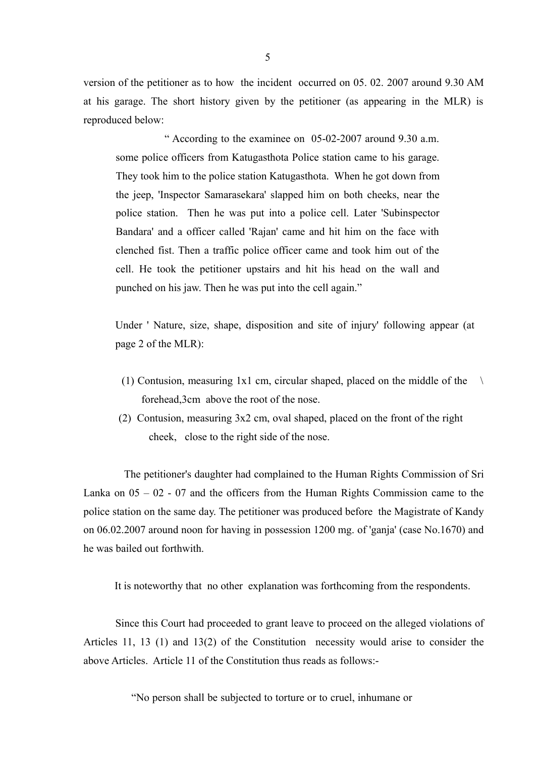version of the petitioner as to how the incident occurred on 05. 02. 2007 around 9.30 AM at his garage. The short history given by the petitioner (as appearing in the MLR) is reproduced below:

> " According to the examinee on 05-02-2007 around 9.30 a.m. some police officers from Katugasthota Police station came to his garage. They took him to the police station Katugasthota. When he got down from the jeep, 'Inspector Samarasekara' slapped him on both cheeks, near the police station. Then he was put into a police cell. Later 'Subinspector Bandara' and a officer called 'Rajan' came and hit him on the face with clenched fist. Then a traffic police officer came and took him out of the cell. He took the petitioner upstairs and hit his head on the wall and punched on his jaw. Then he was put into the cell again."

Under ' Nature, size, shape, disposition and site of injury' following appear (at page 2 of the MLR):

(1) Contusion, measuring 1x1 cm, circular shaped, placed on the middle of the \ forehead,3cm above the root of the nose.

(2) Contusion, measuring 3x2 cm, oval shaped, placed on the front of the right cheek, close to the right side of the nose.

The petitioner's daughter had complained to the Human Rights Commission of Sri Lanka on 05 – 02 - 07 and the officers from the Human Rights Commission came to the police station on the same day. The petitioner was produced before the Magistrate of Kandy on 06.02.2007 around noon for having in possession 1200 mg. of 'ganja' (case No.1670) and he was bailed out forthwith.

It is noteworthy that no other explanation was forthcoming from the respondents.

Since this Court had proceeded to grant leave to proceed on the alleged violations of Articles 11, 13 (1) and 13(2) of the Constitution necessity would arise to consider the above Articles. Article 11 of the Constitution thus reads as follows:-

"No person shall be subjected to torture or to cruel, inhumane or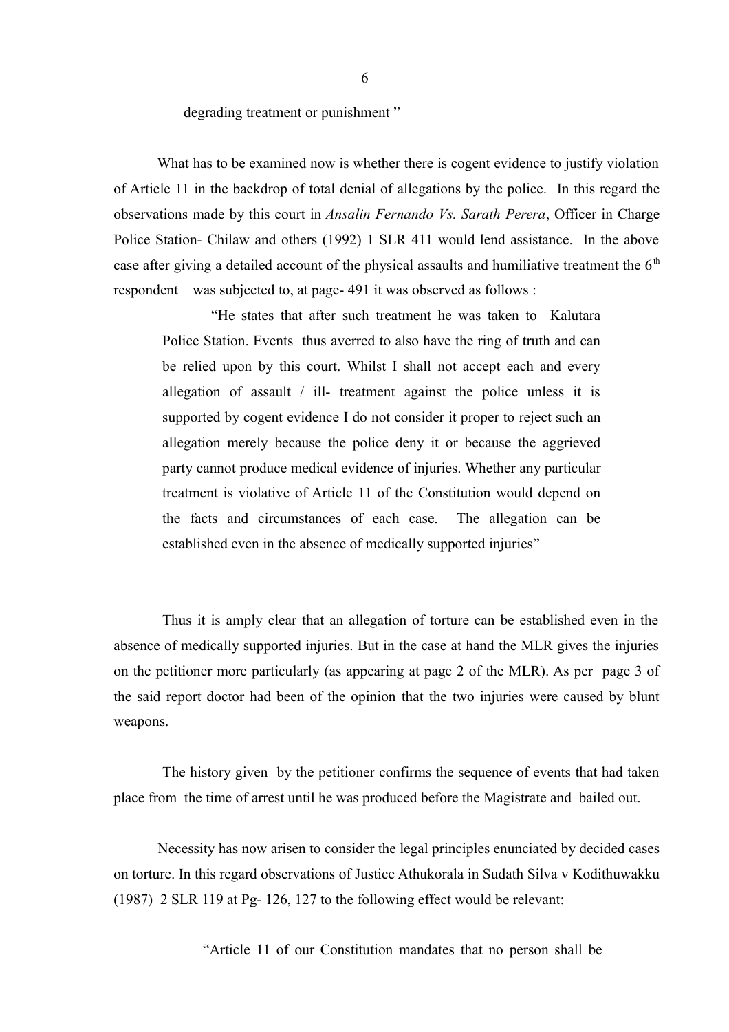degrading treatment or punishment "

What has to be examined now is whether there is cogent evidence to justify violation of Article 11 in the backdrop of total denial of allegations by the police. In this regard the observations made by this court in *Ansalin Fernando Vs. Sarath Perera*, Officer in Charge Police Station- Chilaw and others (1992) 1 SLR 411 would lend assistance. In the above case after giving a detailed account of the physical assaults and humiliative treatment the 6th respondent was subjected to, at page- 491 it was observed as follows :

> "He states that after such treatment he was taken to Kalutara Police Station. Events thus averred to also have the ring of truth and can be relied upon by this court. Whilst I shall not accept each and every allegation of assault / ill- treatment against the police unless it is supported by cogent evidence I do not consider it proper to reject such an allegation merely because the police deny it or because the aggrieved party cannot produce medical evidence of injuries. Whether any particular treatment is violative of Article 11 of the Constitution would depend on the facts and circumstances of each case. The allegation can be established even in the absence of medically supported injuries"

Thus it is amply clear that an allegation of torture can be established even in the absence of medically supported injuries. But in the case at hand the MLR gives the injuries on the petitioner more particularly (as appearing at page 2 of the MLR). As per page 3 of the said report doctor had been of the opinion that the two injuries were caused by blunt weapons.

The history given by the petitioner confirms the sequence of events that had taken place from the time of arrest until he was produced before the Magistrate and bailed out.

Necessity has now arisen to consider the legal principles enunciated by decided cases on torture. In this regard observations of Justice Athukorala in Sudath Silva v Kodithuwakku (1987) 2 SLR 119 at Pg- 126, 127 to the following effect would be relevant:

> "Article 11 of our Constitution mandates that no person shall be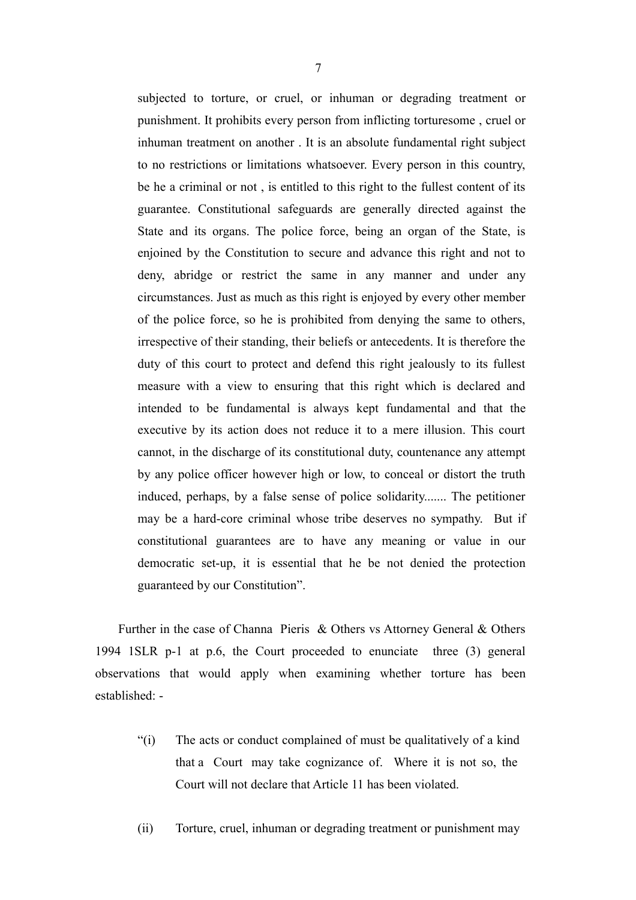subjected to torture, or cruel, or inhuman or degrading treatment or punishment. It prohibits every person from inflicting torturesome , cruel or inhuman treatment on another . It is an absolute fundamental right subject to no restrictions or limitations whatsoever. Every person in this country, be he a criminal or not , is entitled to this right to the fullest content of its guarantee. Constitutional safeguards are generally directed against the State and its organs. The police force, being an organ of the State, is enjoined by the Constitution to secure and advance this right and not to deny, abridge or restrict the same in any manner and under any circumstances. Just as much as this right is enjoyed by every other member of the police force, so he is prohibited from denying the same to others, irrespective of their standing, their beliefs or antecedents. It is therefore the duty of this court to protect and defend this right jealously to its fullest measure with a view to ensuring that this right which is declared and intended to be fundamental is always kept fundamental and that the executive by its action does not reduce it to a mere illusion. This court cannot, in the discharge of its constitutional duty, countenance any attempt by any police officer however high or low, to conceal or distort the truth induced, perhaps, by a false sense of police solidarity....... The petitioner may be a hard-core criminal whose tribe deserves no sympathy. But if constitutional guarantees are to have any meaning or value in our democratic set-up, it is essential that he be not denied the protection guaranteed by our Constitution".

Further in the case of Channa Pieris & Others vs Attorney General & Others 1994 1SLR p-1 at p.6, the Court proceeded to enunciate three (3) general observations that would apply when examining whether torture has been established: -

"(i) The acts or conduct complained of must be qualitatively of a kind that a Court may take cognizance of. Where it is not so, the Court will not declare that Article 11 has been violated.

(ii) Torture, cruel, inhuman or degrading treatment or punishment may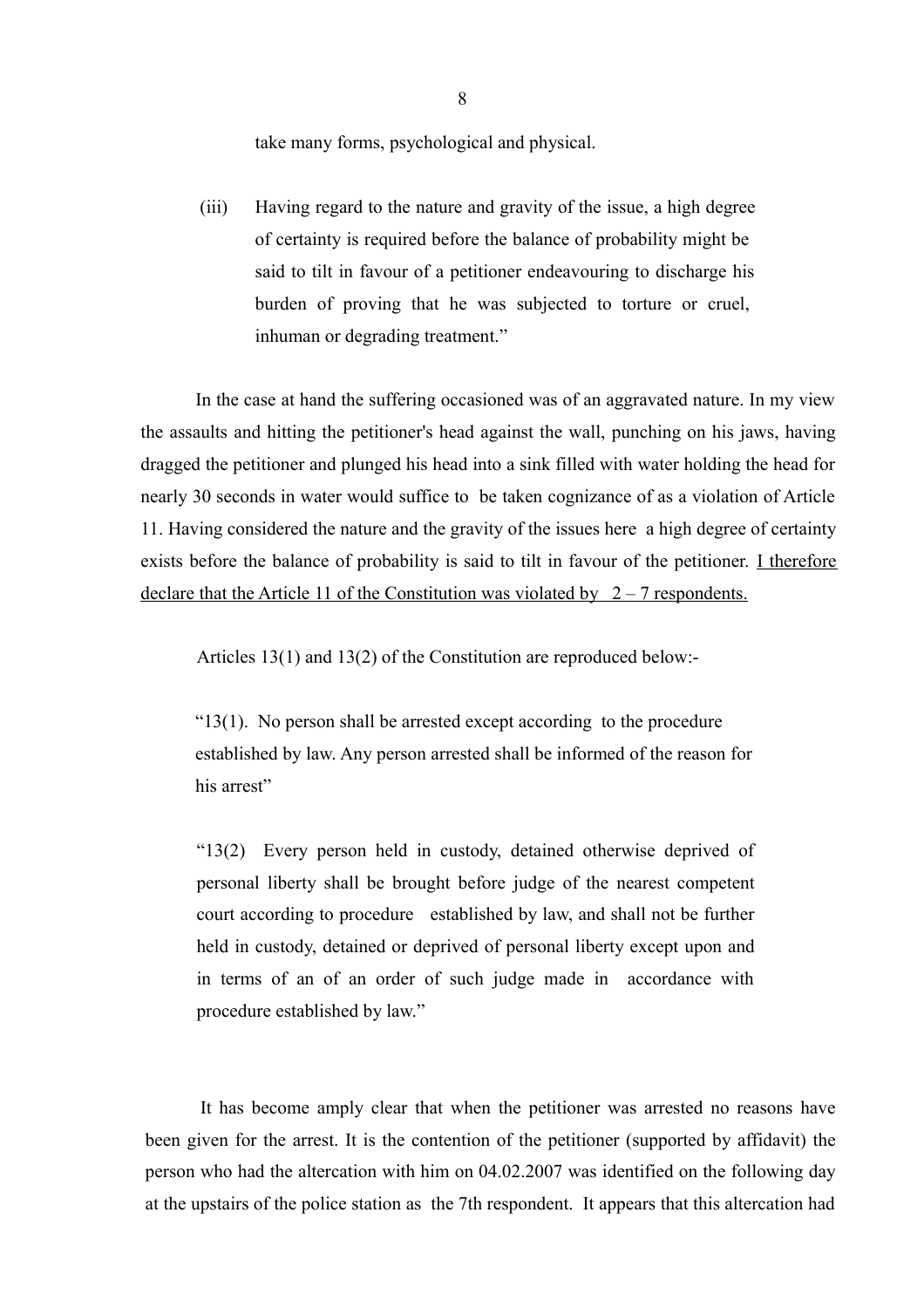take many forms, psychological and physical.

(iii) Having regard to the nature and gravity of the issue, a high degree of certainty is required before the balance of probability might be said to tilt in favour of a petitioner endeavouring to discharge his burden of proving that he was subjected to torture or cruel, inhuman or degrading treatment."

In the case at hand the suffering occasioned was of an aggravated nature. In my view the assaults and hitting the petitioner's head against the wall, punching on his jaws, having dragged the petitioner and plunged his head into a sink filled with water holding the head for nearly 30 seconds in water would suffice to be taken cognizance of as a violation of Article 11. Having considered the nature and the gravity of the issues here a high degree of certainty exists before the balance of probability is said to tilt in favour of the petitioner. <u>I therefore declare that the Article 11 of the Constitution was violated by 2 – 7 respondents.</u>

Articles 13(1) and 13(2) of the Constitution are reproduced below:-

"13(1). No person shall be arrested except according to the procedure established by law. Any person arrested shall be informed of the reason for his arrest"

"13(2) Every person held in custody, detained otherwise deprived of personal liberty shall be brought before judge of the nearest competent court according to procedure established by law, and shall not be further held in custody, detained or deprived of personal liberty except upon and in terms of an of an order of such judge made in accordance with procedure established by law."

It has become amply clear that when the petitioner was arrested no reasons have been given for the arrest. It is the contention of the petitioner (supported by affidavit) the person who had the altercation with him on 04.02.2007 was identified on the following day at the upstairs of the police station as the 7th respondent. It appears that this altercation had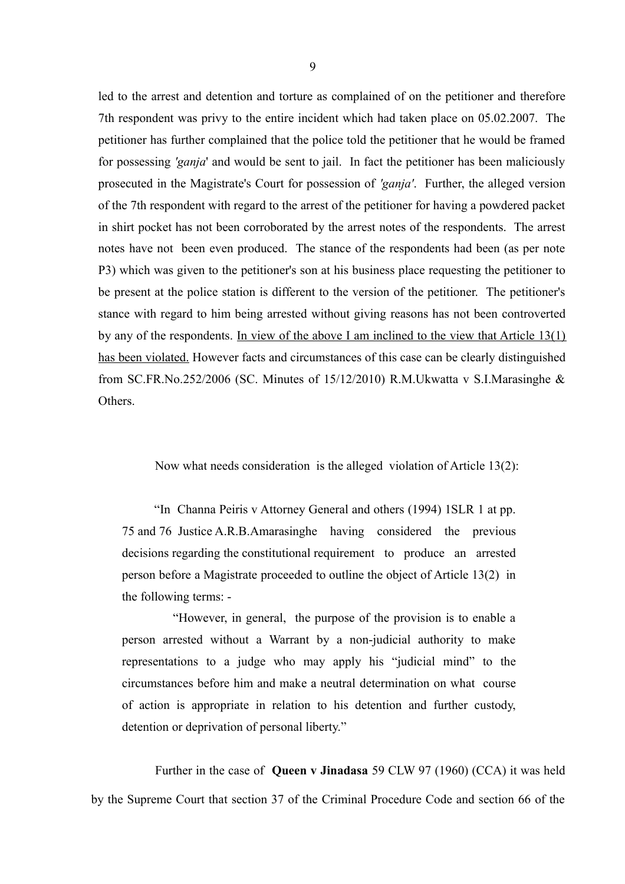led to the arrest and detention and torture as complained of on the petitioner and therefore 7th respondent was privy to the entire incident which had taken place on 05.02.2007. The petitioner has further complained that the police told the petitioner that he would be framed for possessing *'ganja*' and would be sent to jail. In fact the petitioner has been maliciously prosecuted in the Magistrate's Court for possession of *'ganja'*. Further, the alleged version of the 7th respondent with regard to the arrest of the petitioner for having a powdered packet in shirt pocket has not been corroborated by the arrest notes of the respondents. The arrest notes have not been even produced. The stance of the respondents had been (as per note P3) which was given to the petitioner's son at his business place requesting the petitioner to be present at the police station is different to the version of the petitioner. The petitioner's stance with regard to him being arrested without giving reasons has not been controverted by any of the respondents. <u>In view of the above I am inclined to the view that Article 13(1) has been violated.</u> However facts and circumstances of this case can be clearly distinguished from SC.FR.No.252/2006 (SC. Minutes of 15/12/2010) R.M.Ukwatta v S.I.Marasinghe & Others.

Now what needs consideration is the alleged violation of Article 13(2):

> "In Channa Peiris v Attorney General and others (1994) 1SLR 1 at pp. 75 and 76 Justice A.R.B.Amarasinghe having considered the previous decisions regarding the constitutional requirement to produce an arrested person before a Magistrate proceeded to outline the object of Article 13(2) in the following terms: -
>
> "However, in general, the purpose of the provision is to enable a person arrested without a Warrant by a non-judicial authority to make representations to a judge who may apply his "judicial mind" to the circumstances before him and make a neutral determination on what course of action is appropriate in relation to his detention and further custody, detention or deprivation of personal liberty."

Further in the case of **Queen v Jinadasa** 59 CLW 97 (1960) (CCA) it was held by the Supreme Court that section 37 of the Criminal Procedure Code and section 66 of the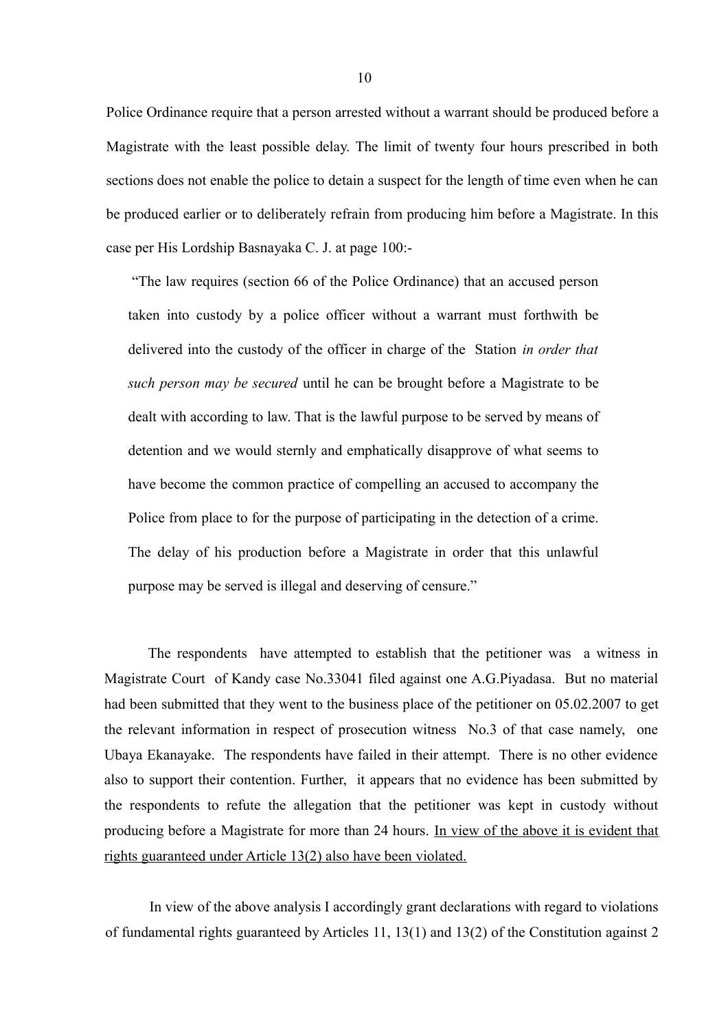Police Ordinance require that a person arrested without a warrant should be produced before a Magistrate with the least possible delay. The limit of twenty four hours prescribed in both sections does not enable the police to detain a suspect for the length of time even when he can be produced earlier or to deliberately refrain from producing him before a Magistrate. In this case per His Lordship Basnayaka C. J. at page 100:-

> "The law requires (section 66 of the Police Ordinance) that an accused person taken into custody by a police officer without a warrant must forthwith be delivered into the custody of the officer in charge of the Station *in order that such person may be secured* until he can be brought before a Magistrate to be dealt with according to law. That is the lawful purpose to be served by means of detention and we would sternly and emphatically disapprove of what seems to have become the common practice of compelling an accused to accompany the Police from place to for the purpose of participating in the detection of a crime. The delay of his production before a Magistrate in order that this unlawful purpose may be served is illegal and deserving of censure."

The respondents have attempted to establish that the petitioner was a witness in Magistrate Court of Kandy case No.33041 filed against one A.G.Piyadasa. But no material had been submitted that they went to the business place of the petitioner on 05.02.2007 to get the relevant information in respect of prosecution witness No.3 of that case namely, one Ubaya Ekanayake. The respondents have failed in their attempt. There is no other evidence also to support their contention. Further, it appears that no evidence has been submitted by the respondents to refute the allegation that the petitioner was kept in custody without producing before a Magistrate for more than 24 hours. <u>In view of the above it is evident that rights guaranteed under Article 13(2) also have been violated.</u>

In view of the above analysis I accordingly grant declarations with regard to violations of fundamental rights guaranteed by Articles 11, 13(1) and 13(2) of the Constitution against 2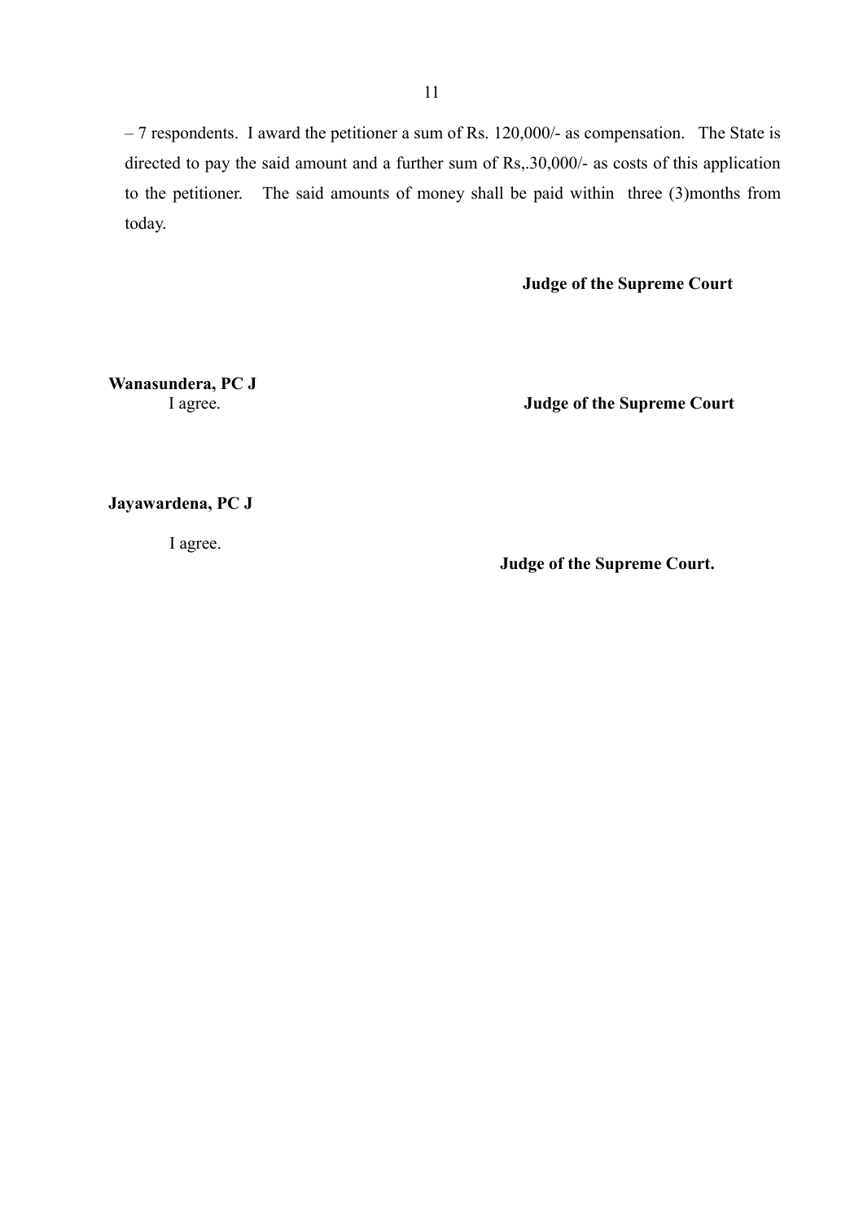– 7 respondents. I award the petitioner a sum of Rs. 120,000/- as compensation. The State is directed to pay the said amount and a further sum of Rs,.30,000/- as costs of this application to the petitioner. The said amounts of money shall be paid within three (3)months from today.

**Judge of the Supreme Court**

**Wanasundera, PC J**

I agree.

**Judge of the Supreme Court**

**Jayawardena, PC J**

I agree.

**Judge of the Supreme Court.**